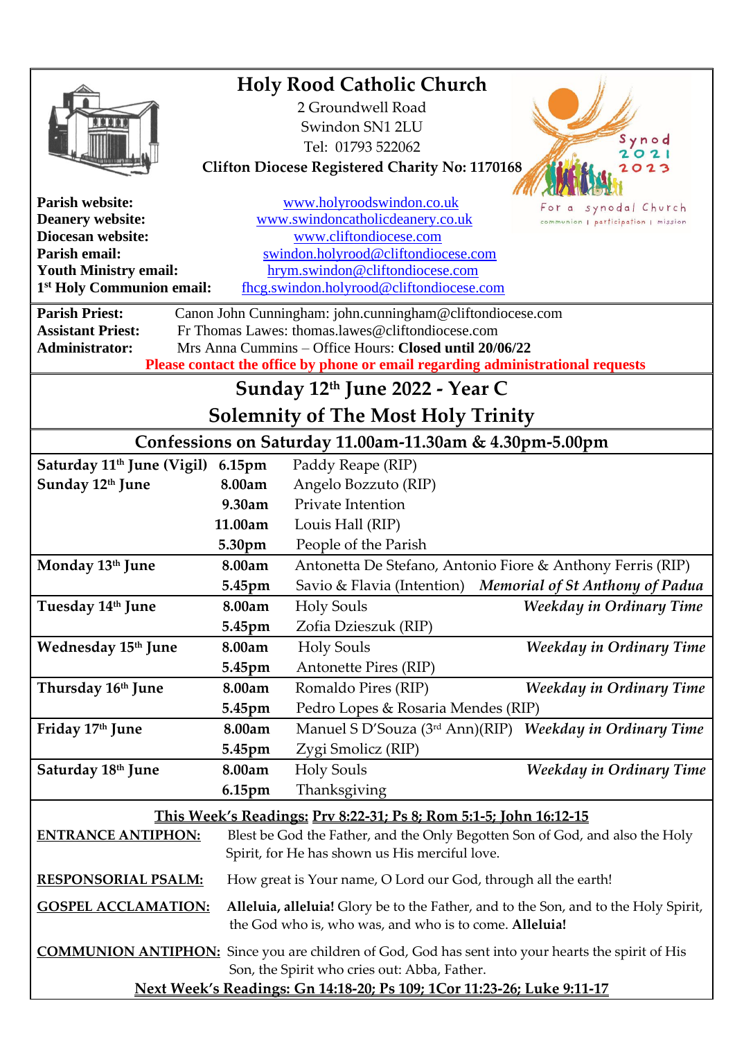# Holy Rood Catholic Church

2 Groundwell Road
Swindon SN1 2LU
Tel: 01793 522062
**Clifton Diocese Registered Charity No: 1170168**

Synod 2021 2023
For a synodal Church
communion | participation | mission

**Parish website:** www.holyroodswindon.co.uk
**Deanery website:** www.swindoncatholicdeanery.co.uk
**Diocesan website:** www.cliftondiocese.com
**Parish email:** swindon.holyrood@cliftondiocese.com
**Youth Ministry email:** hrym.swindon@cliftondiocese.com
**1st Holy Communion email:** fhcg.swindon.holyrood@cliftondiocese.com

**Parish Priest:** Canon John Cunningham: john.cunningham@cliftondiocese.com
**Assistant Priest:** Fr Thomas Lawes: thomas.lawes@cliftondiocese.com
**Administrator:** Mrs Anna Cummins – Office Hours: **Closed until 20/06/22**
**Please contact the office by phone or email regarding administrational requests**

## Sunday 12th June 2022 - Year C
## Solemnity of The Most Holy Trinity

### Confessions on Saturday 11.00am-11.30am & 4.30pm-5.00pm

| Day | Time | Intention | Liturgical Day |
|---|---|---|---|
| **Saturday 11th June (Vigil)** | **6.15pm** | Paddy Reape (RIP) | |
| **Sunday 12th June** | **8.00am** | Angelo Bozzuto (RIP) | |
| | **9.30am** | Private Intention | |
| | **11.00am** | Louis Hall (RIP) | |
| | **5.30pm** | People of the Parish | |
| **Monday 13th June** | **8.00am** | Antonetta De Stefano, Antonio Fiore & Anthony Ferris (RIP) | |
| | **5.45pm** | Savio & Flavia (Intention) | ***Memorial of St Anthony of Padua*** |
| **Tuesday 14th June** | **8.00am** | Holy Souls | ***Weekday in Ordinary Time*** |
| | **5.45pm** | Zofia Dzieszuk (RIP) | |
| **Wednesday 15th June** | **8.00am** | Holy Souls | ***Weekday in Ordinary Time*** |
| | **5.45pm** | Antonette Pires (RIP) | |
| **Thursday 16th June** | **8.00am** | Romaldo Pires (RIP) | ***Weekday in Ordinary Time*** |
| | **5.45pm** | Pedro Lopes & Rosaria Mendes (RIP) | |
| **Friday 17th June** | **8.00am** | Manuel S D'Souza (3rd Ann)(RIP) | ***Weekday in Ordinary Time*** |
| | **5.45pm** | Zygi Smolicz (RIP) | |
| **Saturday 18th June** | **8.00am** | Holy Souls | ***Weekday in Ordinary Time*** |
| | **6.15pm** | Thanksgiving | |

**This Week's Readings: Prv 8:22-31; Ps 8; Rom 5:1-5; John 16:12-15**

**ENTRANCE ANTIPHON:** Blest be God the Father, and the Only Begotten Son of God, and also the Holy Spirit, for He has shown us His merciful love.

**RESPONSORIAL PSALM:** How great is Your name, O Lord our God, through all the earth!

**GOSPEL ACCLAMATION:** **Alleluia, alleluia!** Glory be to the Father, and to the Son, and to the Holy Spirit, the God who is, who was, and who is to come. **Alleluia!**

**COMMUNION ANTIPHON:** Since you are children of God, God has sent into your hearts the spirit of His Son, the Spirit who cries out: Abba, Father.

**Next Week's Readings: Gn 14:18-20; Ps 109; 1Cor 11:23-26; Luke 9:11-17**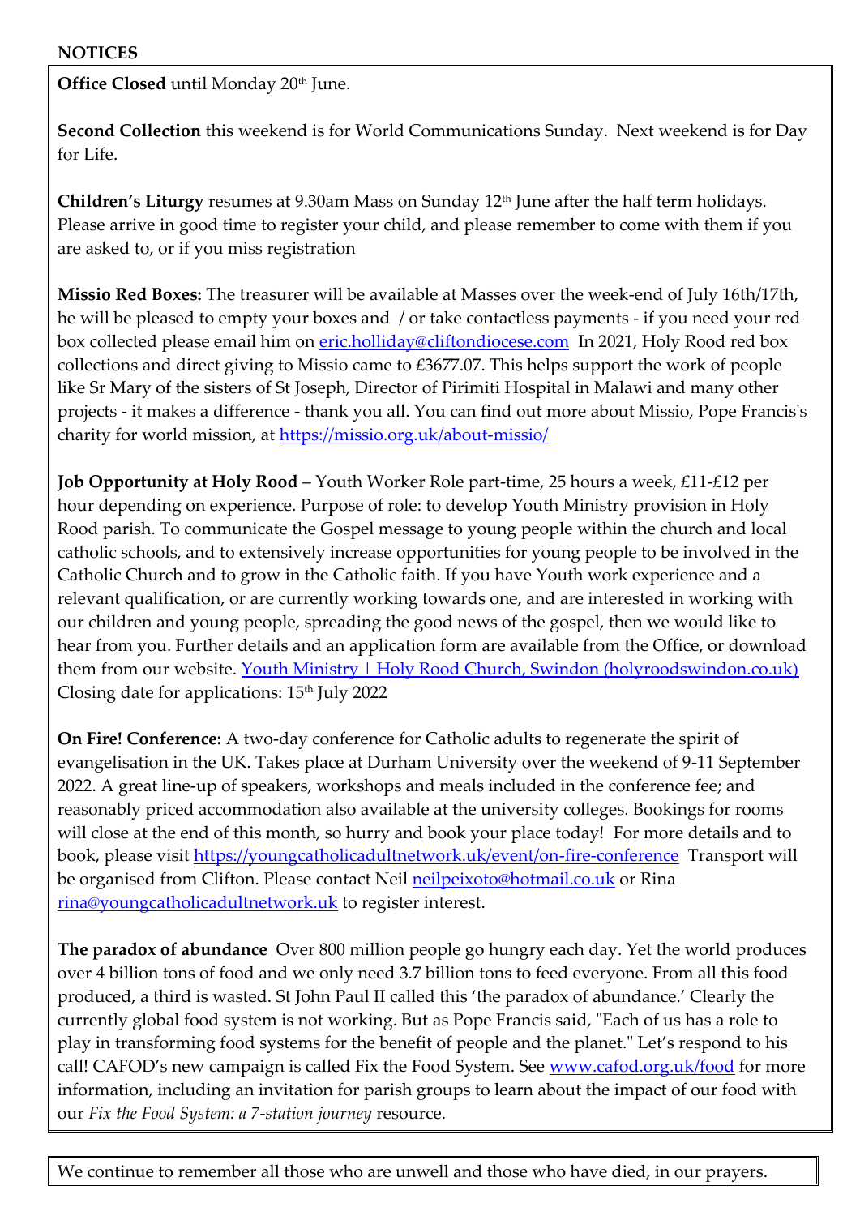**NOTICES**

**Office Closed** until Monday 20th June.

**Second Collection** this weekend is for World Communications Sunday. Next weekend is for Day for Life.

**Children's Liturgy** resumes at 9.30am Mass on Sunday 12th June after the half term holidays. Please arrive in good time to register your child, and please remember to come with them if you are asked to, or if you miss registration

**Missio Red Boxes:** The treasurer will be available at Masses over the week-end of July 16th/17th, he will be pleased to empty your boxes and / or take contactless payments - if you need your red box collected please email him on eric.holliday@cliftondiocese.com In 2021, Holy Rood red box collections and direct giving to Missio came to £3677.07. This helps support the work of people like Sr Mary of the sisters of St Joseph, Director of Pirimiti Hospital in Malawi and many other projects - it makes a difference - thank you all. You can find out more about Missio, Pope Francis's charity for world mission, at https://missio.org.uk/about-missio/

**Job Opportunity at Holy Rood** – Youth Worker Role part-time, 25 hours a week, £11-£12 per hour depending on experience. Purpose of role: to develop Youth Ministry provision in Holy Rood parish. To communicate the Gospel message to young people within the church and local catholic schools, and to extensively increase opportunities for young people to be involved in the Catholic Church and to grow in the Catholic faith. If you have Youth work experience and a relevant qualification, or are currently working towards one, and are interested in working with our children and young people, spreading the good news of the gospel, then we would like to hear from you. Further details and an application form are available from the Office, or download them from our website. Youth Ministry | Holy Rood Church, Swindon (holyroodswindon.co.uk) Closing date for applications: 15th July 2022

**On Fire! Conference:** A two-day conference for Catholic adults to regenerate the spirit of evangelisation in the UK. Takes place at Durham University over the weekend of 9-11 September 2022. A great line-up of speakers, workshops and meals included in the conference fee; and reasonably priced accommodation also available at the university colleges. Bookings for rooms will close at the end of this month, so hurry and book your place today! For more details and to book, please visit https://youngcatholicadultnetwork.uk/event/on-fire-conference Transport will be organised from Clifton. Please contact Neil neilpeixoto@hotmail.co.uk or Rina rina@youngcatholicadultnetwork.uk to register interest.

**The paradox of abundance** Over 800 million people go hungry each day. Yet the world produces over 4 billion tons of food and we only need 3.7 billion tons to feed everyone. From all this food produced, a third is wasted. St John Paul II called this 'the paradox of abundance.' Clearly the currently global food system is not working. But as Pope Francis said, "Each of us has a role to play in transforming food systems for the benefit of people and the planet." Let's respond to his call! CAFOD's new campaign is called Fix the Food System. See www.cafod.org.uk/food for more information, including an invitation for parish groups to learn about the impact of our food with our *Fix the Food System: a 7-station journey* resource.

We continue to remember all those who are unwell and those who have died, in our prayers.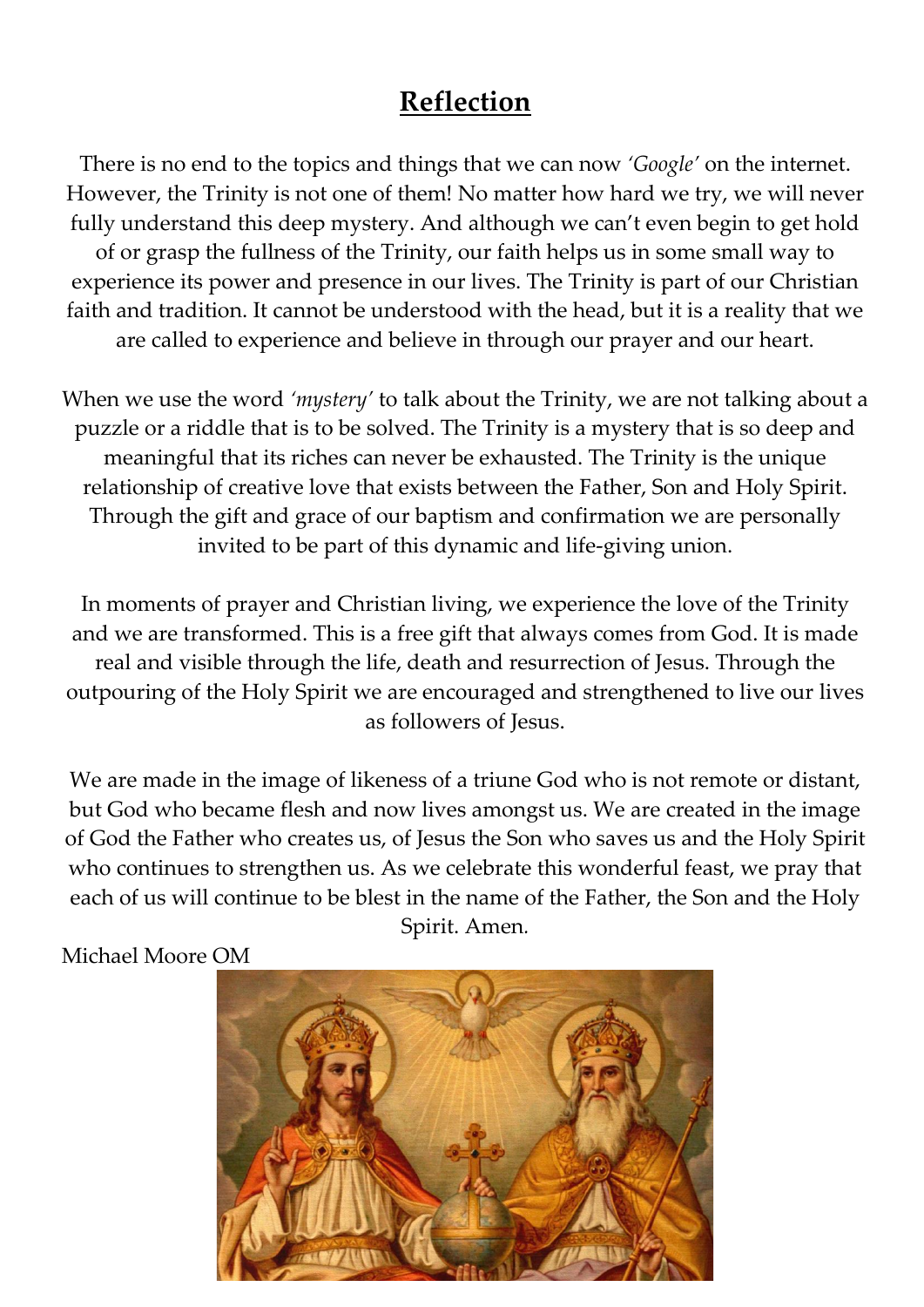# **Reflection**

There is no end to the topics and things that we can now *'Google'* on the internet. However, the Trinity is not one of them! No matter how hard we try, we will never fully understand this deep mystery. And although we can't even begin to get hold of or grasp the fullness of the Trinity, our faith helps us in some small way to experience its power and presence in our lives. The Trinity is part of our Christian faith and tradition. It cannot be understood with the head, but it is a reality that we are called to experience and believe in through our prayer and our heart.

When we use the word *'mystery'* to talk about the Trinity, we are not talking about a puzzle or a riddle that is to be solved. The Trinity is a mystery that is so deep and meaningful that its riches can never be exhausted. The Trinity is the unique relationship of creative love that exists between the Father, Son and Holy Spirit. Through the gift and grace of our baptism and confirmation we are personally invited to be part of this dynamic and life-giving union.

In moments of prayer and Christian living, we experience the love of the Trinity and we are transformed. This is a free gift that always comes from God. It is made real and visible through the life, death and resurrection of Jesus. Through the outpouring of the Holy Spirit we are encouraged and strengthened to live our lives as followers of Jesus.

We are made in the image of likeness of a triune God who is not remote or distant, but God who became flesh and now lives amongst us. We are created in the image of God the Father who creates us, of Jesus the Son who saves us and the Holy Spirit who continues to strengthen us. As we celebrate this wonderful feast, we pray that each of us will continue to be blest in the name of the Father, the Son and the Holy Spirit. Amen.

Michael Moore OM